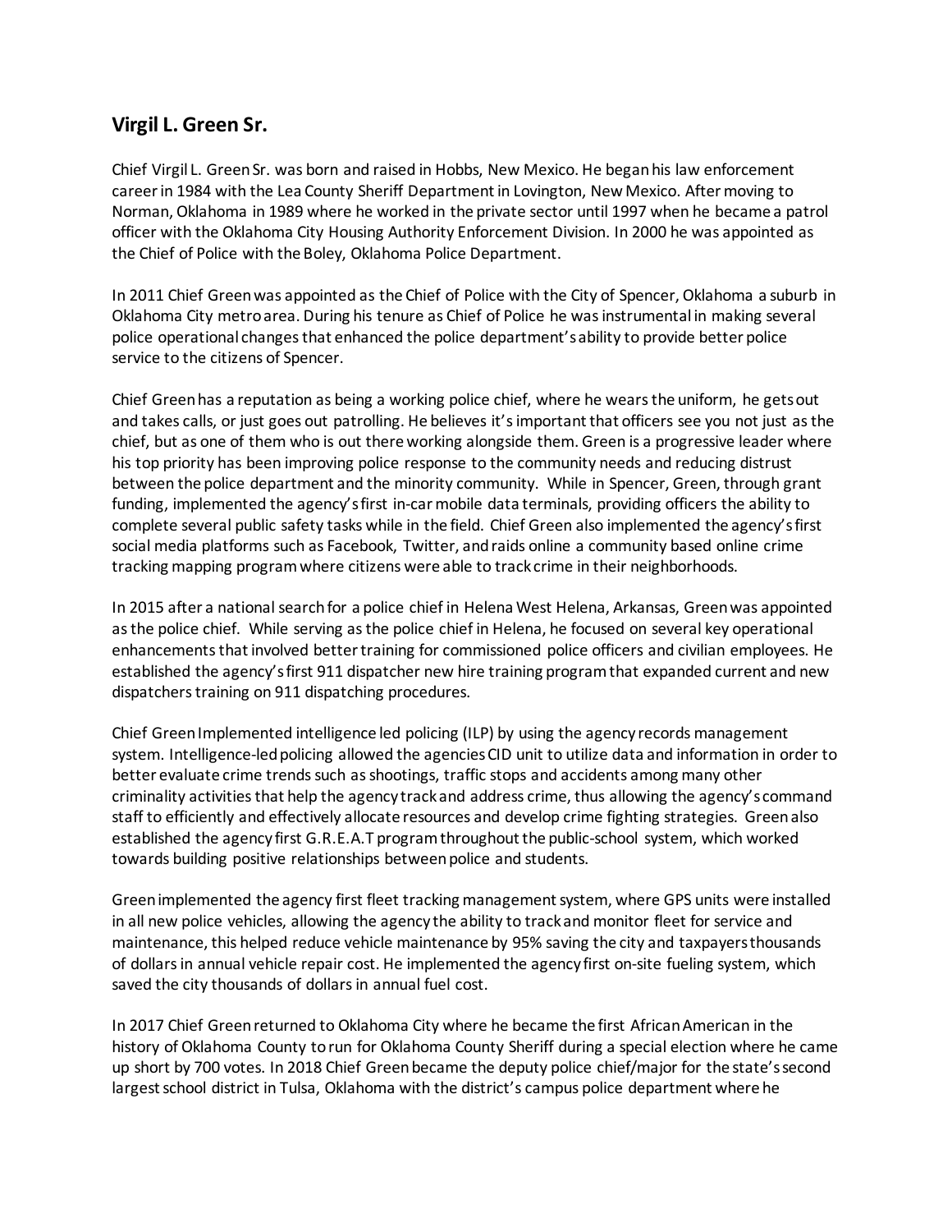## Virgil L. Green Sr.

Chief Virgil L. Green Sr. was born and raised in Hobbs, New Mexico. He began his law enforcement career in 1984 with the Lea County Sheriff Department in Lovington, New Mexico. After moving to Norman, Oklahoma in 1989 where he worked in the private sector until 1997 when he became a patrol officer with the Oklahoma City Housing Authority Enforcement Division. In 2000 he was appointed as the Chief of Police with the Boley, Oklahoma Police Department.

In 2011 Chief Green was appointed as the Chief of Police with the City of Spencer, Oklahoma a suburb in Oklahoma City metro area. During his tenure as Chief of Police he was instrumental in making several police operational changes that enhanced the police department's ability to provide better police service to the citizens of Spencer.

Chief Green has a reputation as being a working police chief, where he wears the uniform, he gets out and takes calls, or just goes out patrolling. He believes it's important that officers see you not just as the chief, but as one of them who is out there working alongside them. Green is a progressive leader where his top priority has been improving police response to the community needs and reducing distrust between the police department and the minority community. While in Spencer, Green, through grant funding, implemented the agency's first in-car mobile data terminals, providing officers the ability to complete several public safety tasks while in the field. Chief Green also implemented the agency's first social media platforms such as Facebook, Twitter, and raids online a community based online crime tracking mapping program where citizens were able to track crime in their neighborhoods.

In 2015 after a national search for a police chief in Helena West Helena, Arkansas, Green was appointed as the police chief. While serving as the police chief in Helena, he focused on several key operational enhancements that involved better training for commissioned police officers and civilian employees. He established the agency's first 911 dispatcher new hire training program that expanded current and new dispatchers training on 911 dispatching procedures.

Chief Green Implemented intelligence led policing (ILP) by using the agency records management system. Intelligence-led policing allowed the agencies CID unit to utilize data and information in order to better evaluate crime trends such as shootings, traffic stops and accidents among many other criminality activities that help the agency track and address crime, thus allowing the agency's command staff to efficiently and effectively allocate resources and develop crime fighting strategies. Green also established the agency first G.R.E.A.T program throughout the public-school system, which worked towards building positive relationships between police and students.

Green implemented the agency first fleet tracking management system, where GPS units were installed in all new police vehicles, allowing the agency the ability to track and monitor fleet for service and maintenance, this helped reduce vehicle maintenance by 95% saving the city and taxpayers thousands of dollars in annual vehicle repair cost. He implemented the agency first on-site fueling system, which saved the city thousands of dollars in annual fuel cost.

In 2017 Chief Green returned to Oklahoma City where he became the first African American in the history of Oklahoma County to run for Oklahoma County Sheriff during a special election where he came up short by 700 votes. In 2018 Chief Green became the deputy police chief/major for the state's second largest school district in Tulsa, Oklahoma with the district's campus police department where he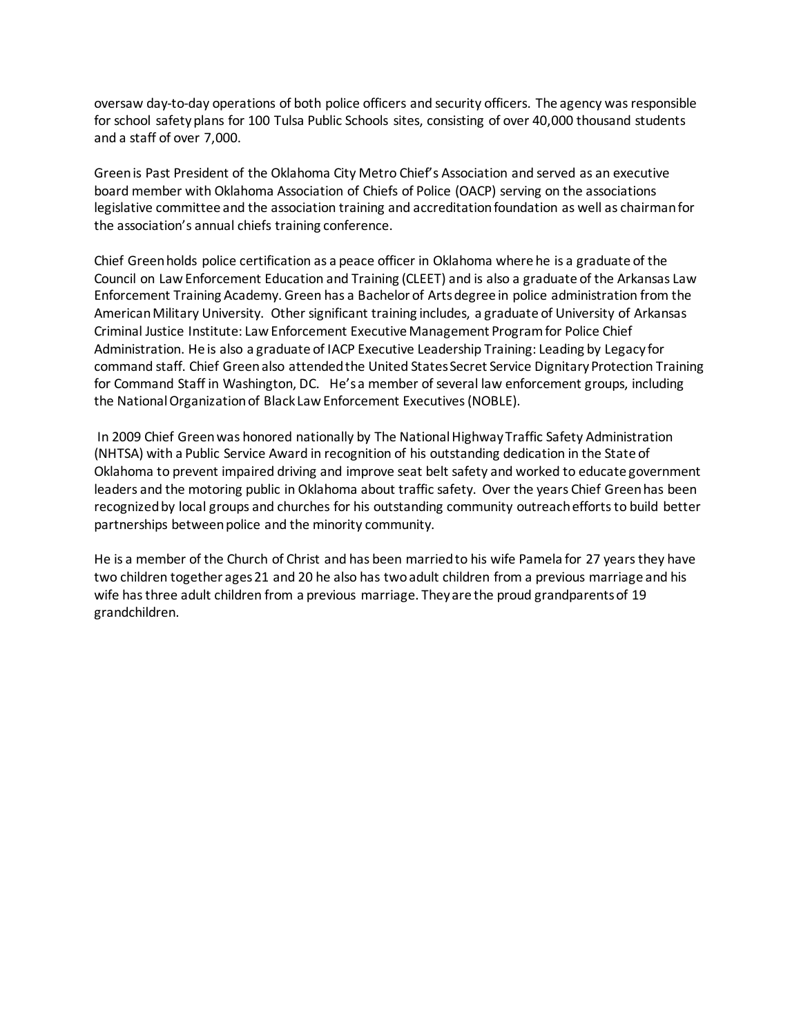oversaw day-to-day operations of both police officers and security officers. The agency was responsible for school safety plans for 100 Tulsa Public Schools sites, consisting of over 40,000 thousand students and a staff of over 7,000.

Green is Past President of the Oklahoma City Metro Chief's Association and served as an executive board member with Oklahoma Association of Chiefs of Police (OACP) serving on the associations legislative committee and the association training and accreditation foundation as well as chairman for the association's annual chiefs training conference.

Chief Green holds police certification as a peace officer in Oklahoma where he is a graduate of the Council on Law Enforcement Education and Training (CLEET) and is also a graduate of the Arkansas Law Enforcement Training Academy. Green has a Bachelor of Arts degree in police administration from the American Military University. Other significant training includes, a graduate of University of Arkansas Criminal Justice Institute: Law Enforcement Executive Management Program for Police Chief Administration. He is also a graduate of IACP Executive Leadership Training: Leading by Legacy for command staff. Chief Green also attended the United States Secret Service Dignitary Protection Training for Command Staff in Washington, DC. He's a member of several law enforcement groups, including the National Organization of Black Law Enforcement Executives (NOBLE).

In 2009 Chief Green was honored nationally by The National Highway Traffic Safety Administration (NHTSA) with a Public Service Award in recognition of his outstanding dedication in the State of Oklahoma to prevent impaired driving and improve seat belt safety and worked to educate government leaders and the motoring public in Oklahoma about traffic safety. Over the years Chief Green has been recognized by local groups and churches for his outstanding community outreach efforts to build better partnerships between police and the minority community.

He is a member of the Church of Christ and has been married to his wife Pamela for 27 years they have two children together ages 21 and 20 he also has two adult children from a previous marriage and his wife has three adult children from a previous marriage. They are the proud grandparents of 19 grandchildren.